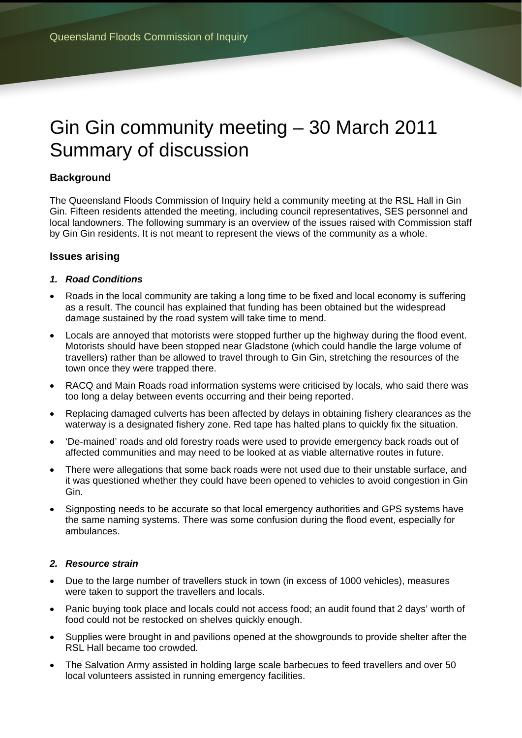# Gin Gin community meeting – 30 March 2011 Summary of discussion

### Background

The Queensland Floods Commission of Inquiry held a community meeting at the RSL Hall in Gin Gin. Fifteen residents attended the meeting, including council representatives, SES personnel and local landowners. The following summary is an overview of the issues raised with Commission staff by Gin Gin residents. It is not meant to represent the views of the community as a whole.

### Issues arising

#### *1. Road Conditions*

- Roads in the local community are taking a long time to be fixed and local economy is suffering as a result. The council has explained that funding has been obtained but the widespread damage sustained by the road system will take time to mend.
- Locals are annoyed that motorists were stopped further up the highway during the flood event. Motorists should have been stopped near Gladstone (which could handle the large volume of travellers) rather than be allowed to travel through to Gin Gin, stretching the resources of the town once they were trapped there.
- RACQ and Main Roads road information systems were criticised by locals, who said there was too long a delay between events occurring and their being reported.
- Replacing damaged culverts has been affected by delays in obtaining fishery clearances as the waterway is a designated fishery zone. Red tape has halted plans to quickly fix the situation.
- 'De-mained' roads and old forestry roads were used to provide emergency back roads out of affected communities and may need to be looked at as viable alternative routes in future.
- There were allegations that some back roads were not used due to their unstable surface, and it was questioned whether they could have been opened to vehicles to avoid congestion in Gin Gin.
- Signposting needs to be accurate so that local emergency authorities and GPS systems have the same naming systems. There was some confusion during the flood event, especially for ambulances.

#### *2. Resource strain*

- Due to the large number of travellers stuck in town (in excess of 1000 vehicles), measures were taken to support the travellers and locals.
- Panic buying took place and locals could not access food; an audit found that 2 days' worth of food could not be restocked on shelves quickly enough.
- Supplies were brought in and pavilions opened at the showgrounds to provide shelter after the RSL Hall became too crowded.
- The Salvation Army assisted in holding large scale barbecues to feed travellers and over 50 local volunteers assisted in running emergency facilities.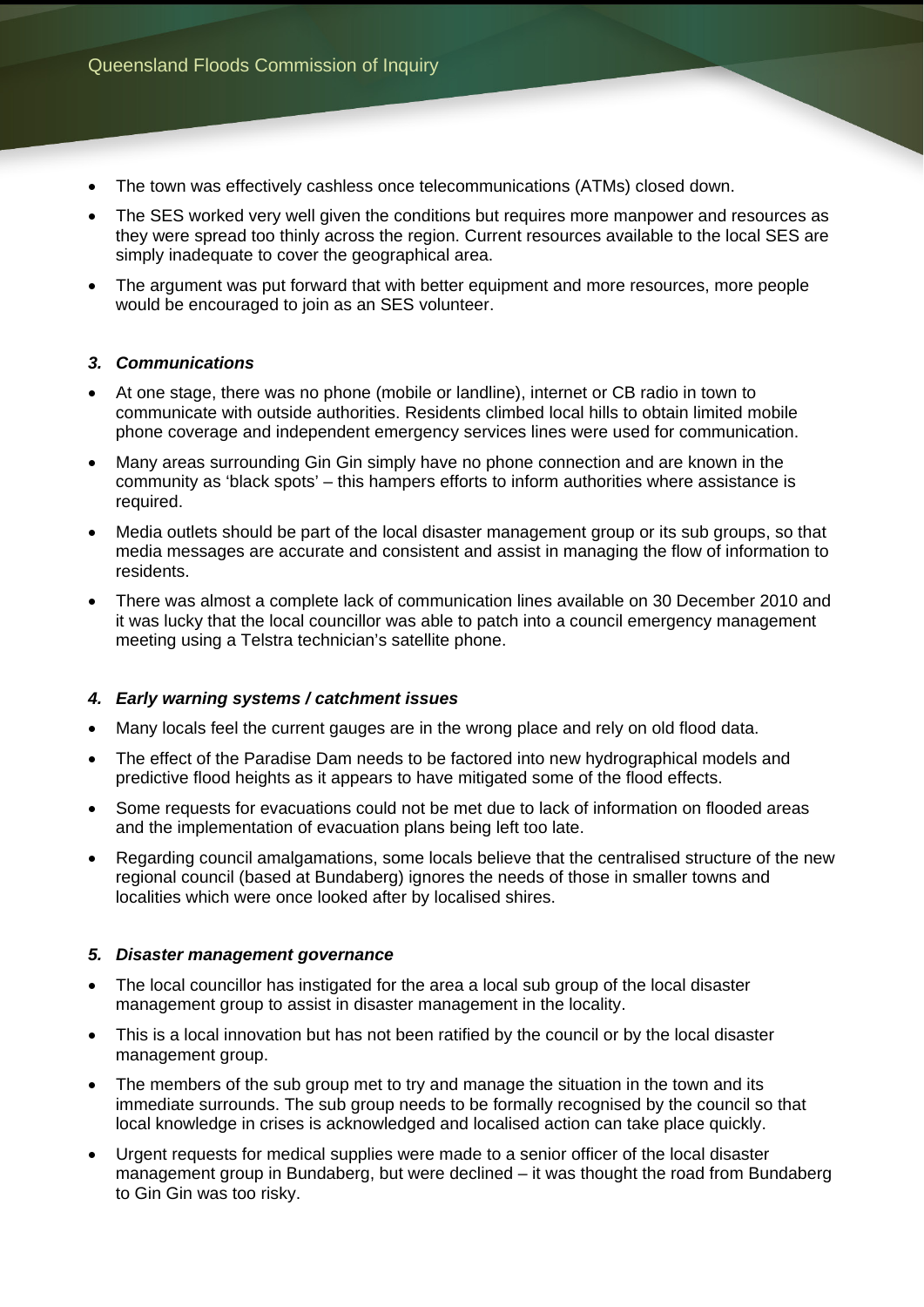- The town was effectively cashless once telecommunications (ATMs) closed down.
- The SES worked very well given the conditions but requires more manpower and resources as they were spread too thinly across the region. Current resources available to the local SES are simply inadequate to cover the geographical area.
- The argument was put forward that with better equipment and more resources, more people would be encouraged to join as an SES volunteer.

### *3. Communications*

- At one stage, there was no phone (mobile or landline), internet or CB radio in town to communicate with outside authorities. Residents climbed local hills to obtain limited mobile phone coverage and independent emergency services lines were used for communication.
- Many areas surrounding Gin Gin simply have no phone connection and are known in the community as 'black spots' – this hampers efforts to inform authorities where assistance is required.
- Media outlets should be part of the local disaster management group or its sub groups, so that media messages are accurate and consistent and assist in managing the flow of information to residents.
- There was almost a complete lack of communication lines available on 30 December 2010 and it was lucky that the local councillor was able to patch into a council emergency management meeting using a Telstra technician's satellite phone.

### *4. Early warning systems / catchment issues*

- Many locals feel the current gauges are in the wrong place and rely on old flood data.
- The effect of the Paradise Dam needs to be factored into new hydrographical models and predictive flood heights as it appears to have mitigated some of the flood effects.
- Some requests for evacuations could not be met due to lack of information on flooded areas and the implementation of evacuation plans being left too late.
- Regarding council amalgamations, some locals believe that the centralised structure of the new regional council (based at Bundaberg) ignores the needs of those in smaller towns and localities which were once looked after by localised shires.

### *5. Disaster management governance*

- The local councillor has instigated for the area a local sub group of the local disaster management group to assist in disaster management in the locality.
- This is a local innovation but has not been ratified by the council or by the local disaster management group.
- The members of the sub group met to try and manage the situation in the town and its immediate surrounds. The sub group needs to be formally recognised by the council so that local knowledge in crises is acknowledged and localised action can take place quickly.
- Urgent requests for medical supplies were made to a senior officer of the local disaster management group in Bundaberg, but were declined – it was thought the road from Bundaberg to Gin Gin was too risky.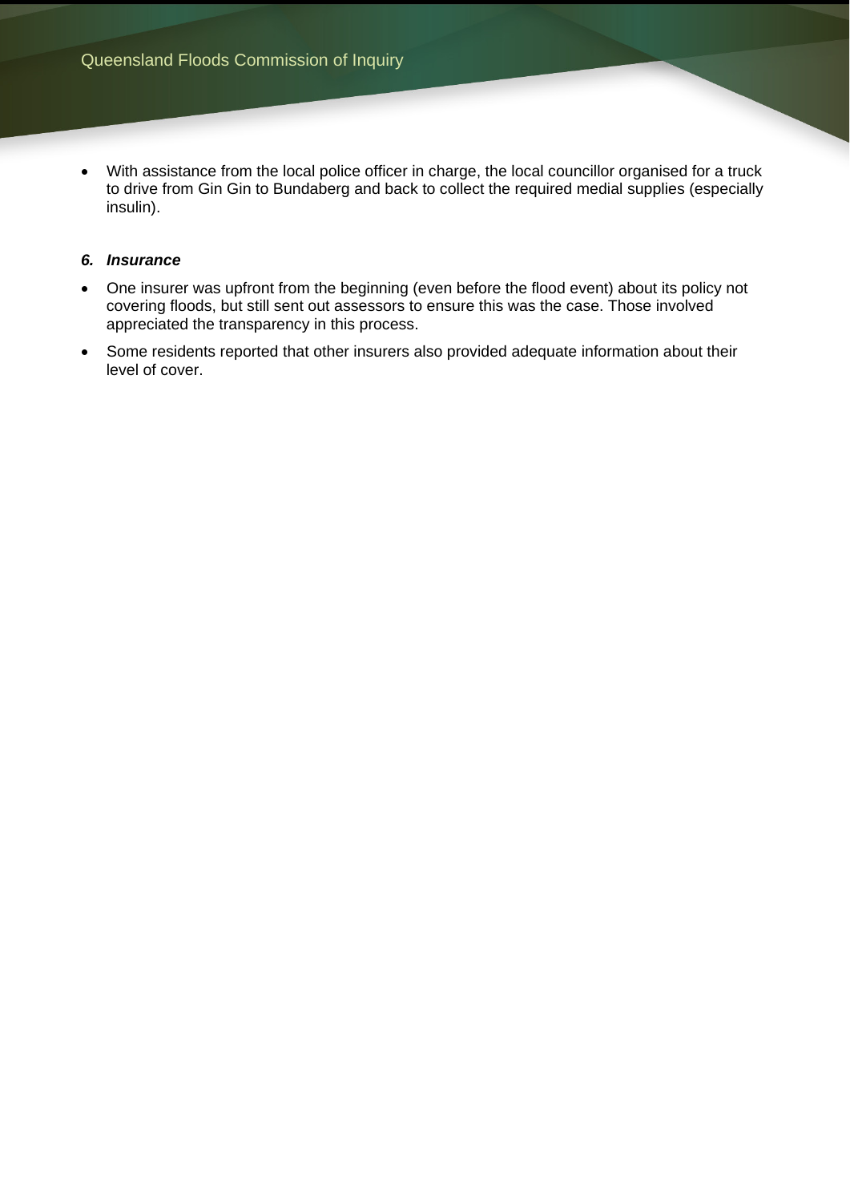- With assistance from the local police officer in charge, the local councillor organised for a truck to drive from Gin Gin to Bundaberg and back to collect the required medial supplies (especially insulin).

### *6. Insurance*

- One insurer was upfront from the beginning (even before the flood event) about its policy not covering floods, but still sent out assessors to ensure this was the case. Those involved appreciated the transparency in this process.
- Some residents reported that other insurers also provided adequate information about their level of cover.